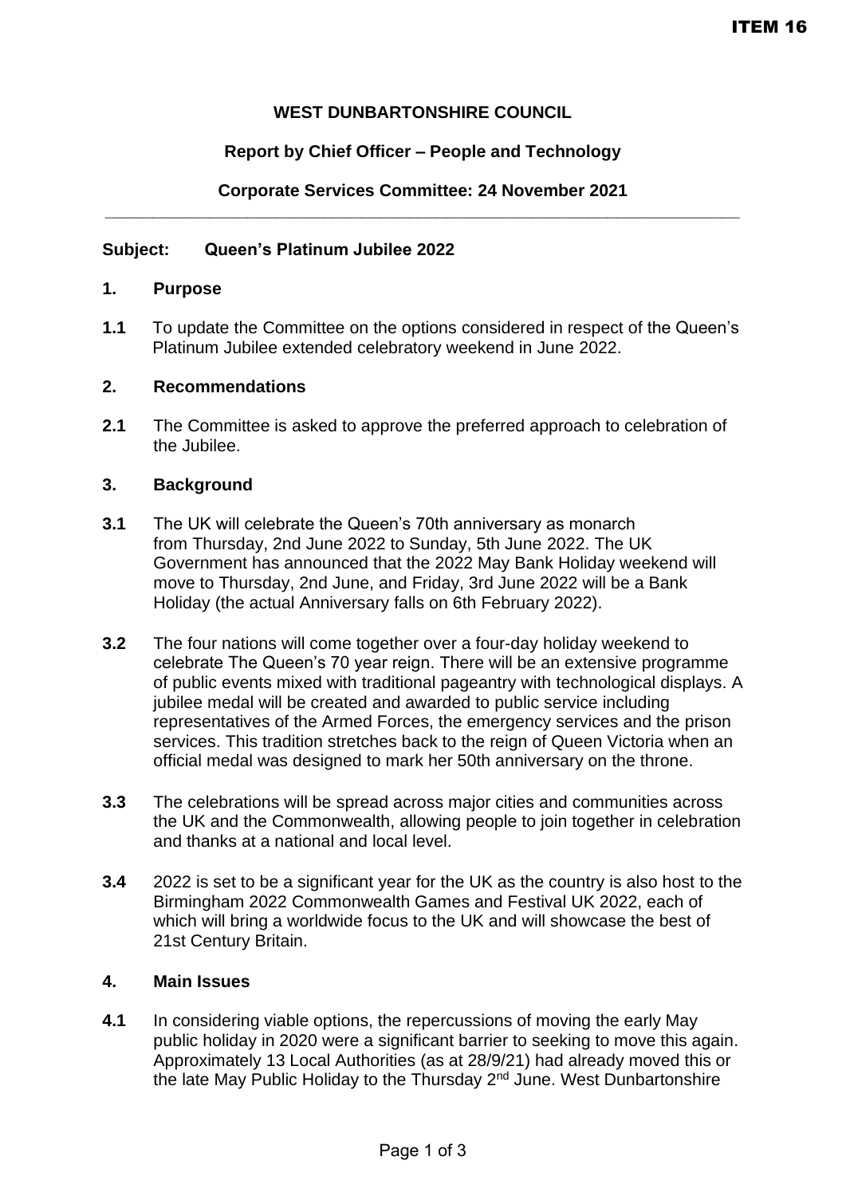ITEM 16

**WEST DUNBARTONSHIRE COUNCIL**

**Report by Chief Officer – People and Technology**

**Corporate Services Committee: 24 November 2021**

---

**Subject: Queen's Platinum Jubilee 2022**

## 1. Purpose

**1.1** To update the Committee on the options considered in respect of the Queen's Platinum Jubilee extended celebratory weekend in June 2022.

## 2. Recommendations

**2.1** The Committee is asked to approve the preferred approach to celebration of the Jubilee.

## 3. Background

**3.1** The UK will celebrate the Queen's 70th anniversary as monarch from Thursday, 2nd June 2022 to Sunday, 5th June 2022. The UK Government has announced that the 2022 May Bank Holiday weekend will move to Thursday, 2nd June, and Friday, 3rd June 2022 will be a Bank Holiday (the actual Anniversary falls on 6th February 2022).

**3.2** The four nations will come together over a four-day holiday weekend to celebrate The Queen's 70 year reign. There will be an extensive programme of public events mixed with traditional pageantry with technological displays. A jubilee medal will be created and awarded to public service including representatives of the Armed Forces, the emergency services and the prison services. This tradition stretches back to the reign of Queen Victoria when an official medal was designed to mark her 50th anniversary on the throne.

**3.3** The celebrations will be spread across major cities and communities across the UK and the Commonwealth, allowing people to join together in celebration and thanks at a national and local level.

**3.4** 2022 is set to be a significant year for the UK as the country is also host to the Birmingham 2022 Commonwealth Games and Festival UK 2022, each of which will bring a worldwide focus to the UK and will showcase the best of 21st Century Britain.

## 4. Main Issues

**4.1** In considering viable options, the repercussions of moving the early May public holiday in 2020 were a significant barrier to seeking to move this again. Approximately 13 Local Authorities (as at 28/9/21) had already moved this or the late May Public Holiday to the Thursday 2nd June. West Dunbartonshire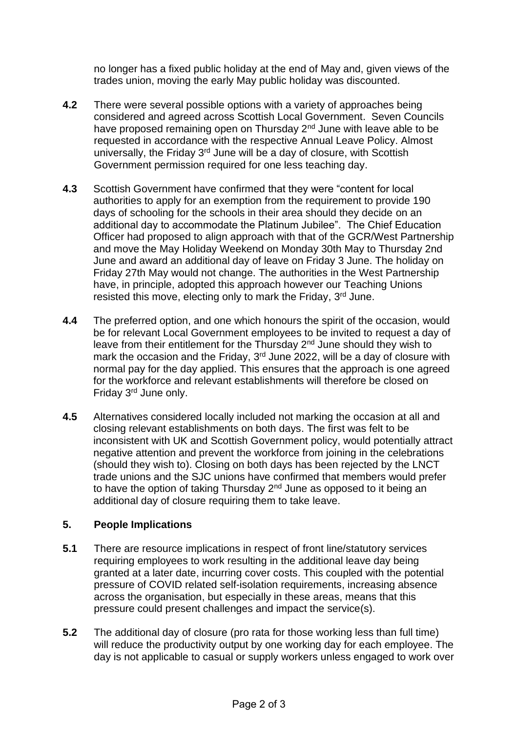no longer has a fixed public holiday at the end of May and, given views of the trades union, moving the early May public holiday was discounted.

**4.2** There were several possible options with a variety of approaches being considered and agreed across Scottish Local Government. Seven Councils have proposed remaining open on Thursday 2nd June with leave able to be requested in accordance with the respective Annual Leave Policy. Almost universally, the Friday 3rd June will be a day of closure, with Scottish Government permission required for one less teaching day.

**4.3** Scottish Government have confirmed that they were "content for local authorities to apply for an exemption from the requirement to provide 190 days of schooling for the schools in their area should they decide on an additional day to accommodate the Platinum Jubilee". The Chief Education Officer had proposed to align approach with that of the GCR/West Partnership and move the May Holiday Weekend on Monday 30th May to Thursday 2nd June and award an additional day of leave on Friday 3 June. The holiday on Friday 27th May would not change. The authorities in the West Partnership have, in principle, adopted this approach however our Teaching Unions resisted this move, electing only to mark the Friday, 3rd June.

**4.4** The preferred option, and one which honours the spirit of the occasion, would be for relevant Local Government employees to be invited to request a day of leave from their entitlement for the Thursday 2nd June should they wish to mark the occasion and the Friday, 3rd June 2022, will be a day of closure with normal pay for the day applied. This ensures that the approach is one agreed for the workforce and relevant establishments will therefore be closed on Friday 3rd June only.

**4.5** Alternatives considered locally included not marking the occasion at all and closing relevant establishments on both days. The first was felt to be inconsistent with UK and Scottish Government policy, would potentially attract negative attention and prevent the workforce from joining in the celebrations (should they wish to). Closing on both days has been rejected by the LNCT trade unions and the SJC unions have confirmed that members would prefer to have the option of taking Thursday 2nd June as opposed to it being an additional day of closure requiring them to take leave.

## 5. People Implications

**5.1** There are resource implications in respect of front line/statutory services requiring employees to work resulting in the additional leave day being granted at a later date, incurring cover costs. This coupled with the potential pressure of COVID related self-isolation requirements, increasing absence across the organisation, but especially in these areas, means that this pressure could present challenges and impact the service(s).

**5.2** The additional day of closure (pro rata for those working less than full time) will reduce the productivity output by one working day for each employee. The day is not applicable to casual or supply workers unless engaged to work over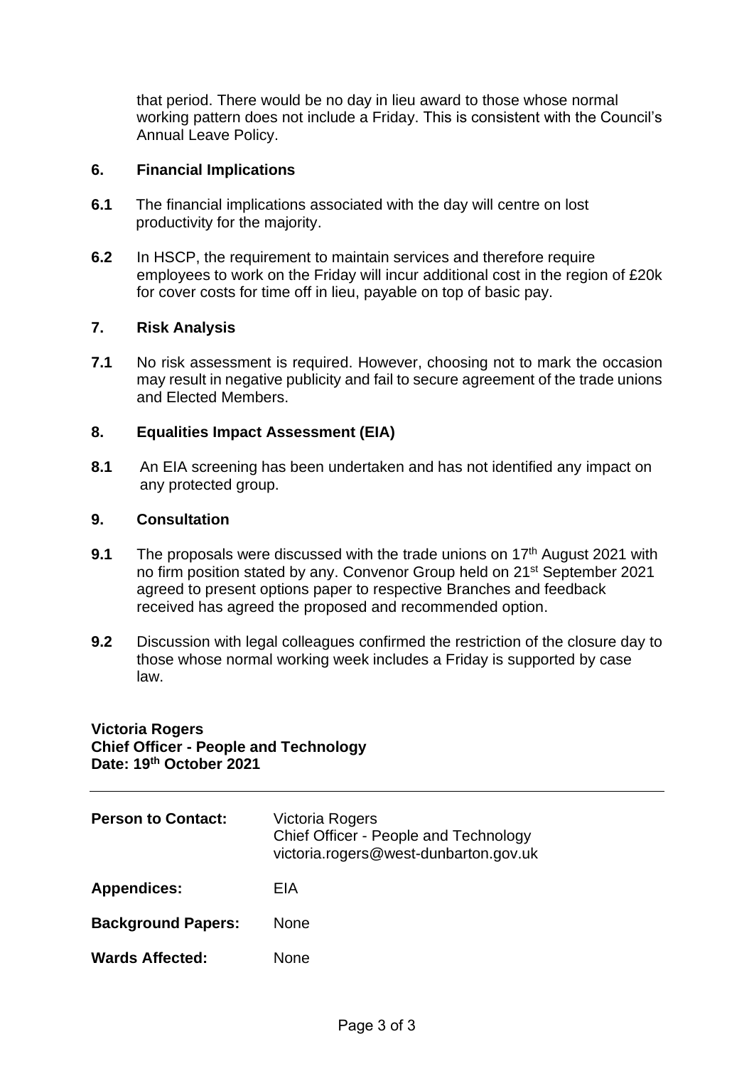that period. There would be no day in lieu award to those whose normal working pattern does not include a Friday. This is consistent with the Council's Annual Leave Policy.

## 6. Financial Implications

**6.1** The financial implications associated with the day will centre on lost productivity for the majority.

**6.2** In HSCP, the requirement to maintain services and therefore require employees to work on the Friday will incur additional cost in the region of £20k for cover costs for time off in lieu, payable on top of basic pay.

## 7. Risk Analysis

**7.1** No risk assessment is required. However, choosing not to mark the occasion may result in negative publicity and fail to secure agreement of the trade unions and Elected Members.

## 8. Equalities Impact Assessment (EIA)

**8.1** An EIA screening has been undertaken and has not identified any impact on any protected group.

## 9. Consultation

**9.1** The proposals were discussed with the trade unions on 17th August 2021 with no firm position stated by any. Convenor Group held on 21st September 2021 agreed to present options paper to respective Branches and feedback received has agreed the proposed and recommended option.

**9.2** Discussion with legal colleagues confirmed the restriction of the closure day to those whose normal working week includes a Friday is supported by case law.

**Victoria Rogers**
**Chief Officer - People and Technology**
**Date: 19th October 2021**

---

| | |
|---|---|
| **Person to Contact:** | Victoria Rogers<br>Chief Officer - People and Technology<br>victoria.rogers@west-dunbarton.gov.uk |
| **Appendices:** | EIA |
| **Background Papers:** | None |
| **Wards Affected:** | None |